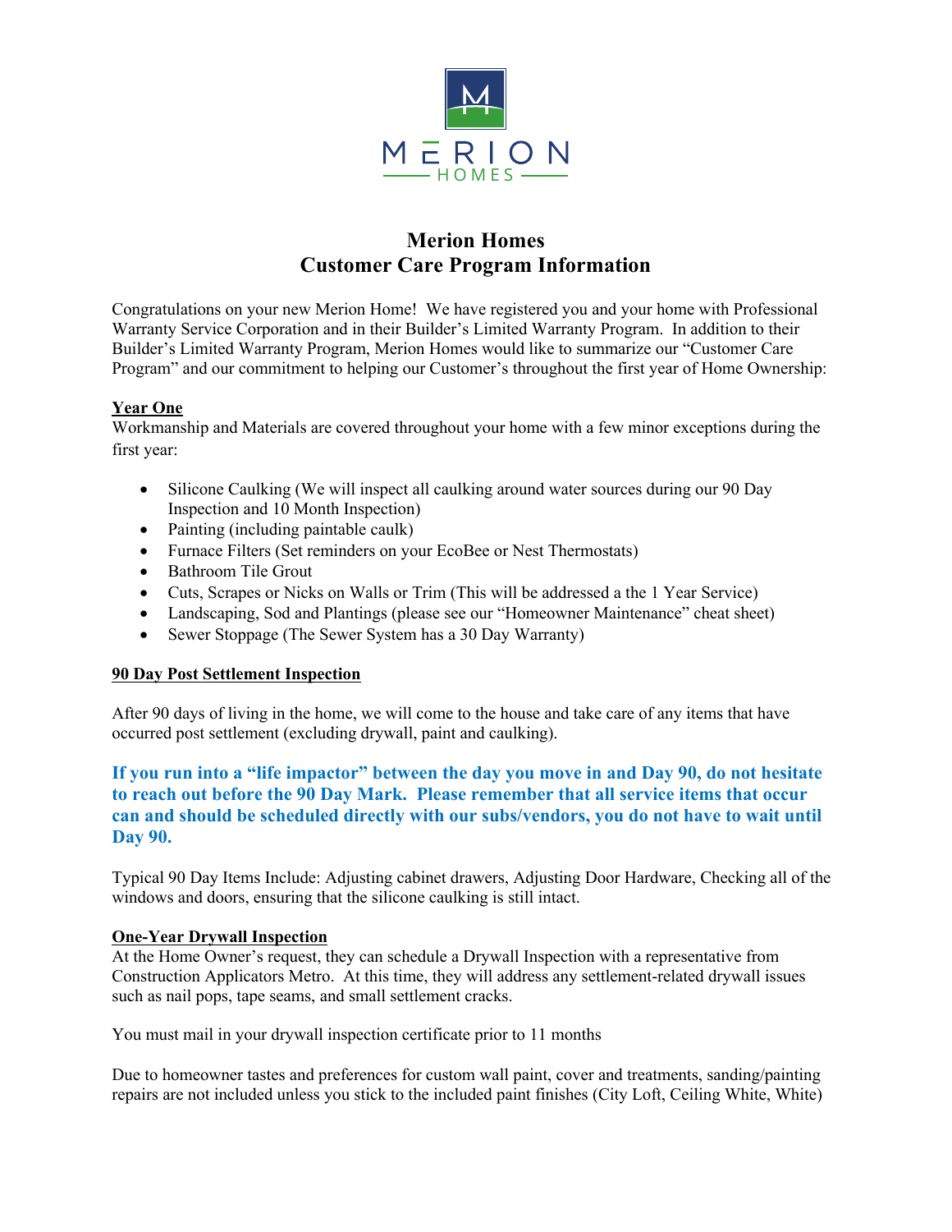# Merion Homes
## Customer Care Program Information

Congratulations on your new Merion Home! We have registered you and your home with Professional Warranty Service Corporation and in their Builder's Limited Warranty Program. In addition to their Builder's Limited Warranty Program, Merion Homes would like to summarize our "Customer Care Program" and our commitment to helping our Customer's throughout the first year of Home Ownership:

### Year One

Workmanship and Materials are covered throughout your home with a few minor exceptions during the first year:

- Silicone Caulking (We will inspect all caulking around water sources during our 90 Day Inspection and 10 Month Inspection)
- Painting (including paintable caulk)
- Furnace Filters (Set reminders on your EcoBee or Nest Thermostats)
- Bathroom Tile Grout
- Cuts, Scrapes or Nicks on Walls or Trim (This will be addressed a the 1 Year Service)
- Landscaping, Sod and Plantings (please see our "Homeowner Maintenance" cheat sheet)
- Sewer Stoppage (The Sewer System has a 30 Day Warranty)

### 90 Day Post Settlement Inspection

After 90 days of living in the home, we will come to the house and take care of any items that have occurred post settlement (excluding drywall, paint and caulking).

**If you run into a "life impactor" between the day you move in and Day 90, do not hesitate to reach out before the 90 Day Mark. Please remember that all service items that occur can and should be scheduled directly with our subs/vendors, you do not have to wait until Day 90.**

Typical 90 Day Items Include: Adjusting cabinet drawers, Adjusting Door Hardware, Checking all of the windows and doors, ensuring that the silicone caulking is still intact.

### One-Year Drywall Inspection

At the Home Owner's request, they can schedule a Drywall Inspection with a representative from Construction Applicators Metro. At this time, they will address any settlement-related drywall issues such as nail pops, tape seams, and small settlement cracks.

You must mail in your drywall inspection certificate prior to 11 months

Due to homeowner tastes and preferences for custom wall paint, cover and treatments, sanding/painting repairs are not included unless you stick to the included paint finishes (City Loft, Ceiling White, White)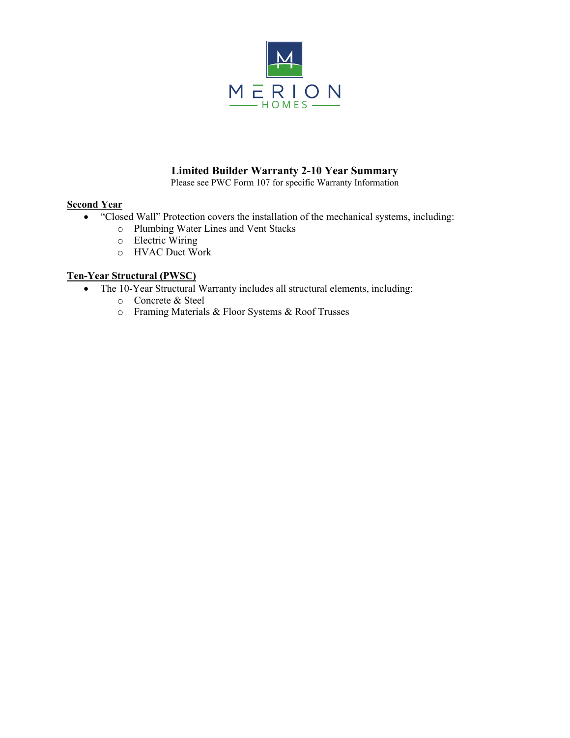MERION

HOMES

## Limited Builder Warranty 2-10 Year Summary

Please see PWC Form 107 for specific Warranty Information

**Second Year**

- "Closed Wall" Protection covers the installation of the mechanical systems, including:
  - Plumbing Water Lines and Vent Stacks
  - Electric Wiring
  - HVAC Duct Work

**Ten-Year Structural (PWSC)**

- The 10-Year Structural Warranty includes all structural elements, including:
  - Concrete & Steel
  - Framing Materials & Floor Systems & Roof Trusses